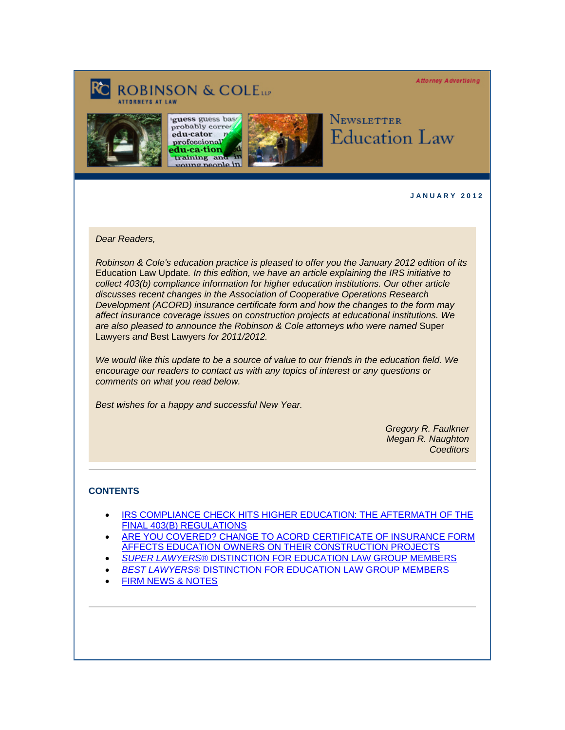**ROBINSON & COLE LLP**
ATTORNEYS AT LAW

*Attorney Advertising*

# Newsletter
# Education Law

**JANUARY 2012**

*Dear Readers,*

*Robinson & Cole's education practice is pleased to offer you the January 2012 edition of its* Education Law Update*. In this edition, we have an article explaining the IRS initiative to collect 403(b) compliance information for higher education institutions. Our other article discusses recent changes in the Association of Cooperative Operations Research Development (ACORD) insurance certificate form and how the changes to the form may affect insurance coverage issues on construction projects at educational institutions. We are also pleased to announce the Robinson & Cole attorneys who were named* Super Lawyers *and* Best Lawyers *for 2011/2012.*

*We would like this update to be a source of value to our friends in the education field. We encourage our readers to contact us with any topics of interest or any questions or comments on what you read below.*

*Best wishes for a happy and successful New Year.*

*Gregory R. Faulkner*
*Megan R. Naughton*
*Coeditors*

---

## CONTENTS

- IRS COMPLIANCE CHECK HITS HIGHER EDUCATION: THE AFTERMATH OF THE FINAL 403(B) REGULATIONS
- ARE YOU COVERED? CHANGE TO ACORD CERTIFICATE OF INSURANCE FORM AFFECTS EDUCATION OWNERS ON THEIR CONSTRUCTION PROJECTS
- *SUPER LAWYERS*® DISTINCTION FOR EDUCATION LAW GROUP MEMBERS
- *BEST LAWYERS*® DISTINCTION FOR EDUCATION LAW GROUP MEMBERS
- FIRM NEWS & NOTES

---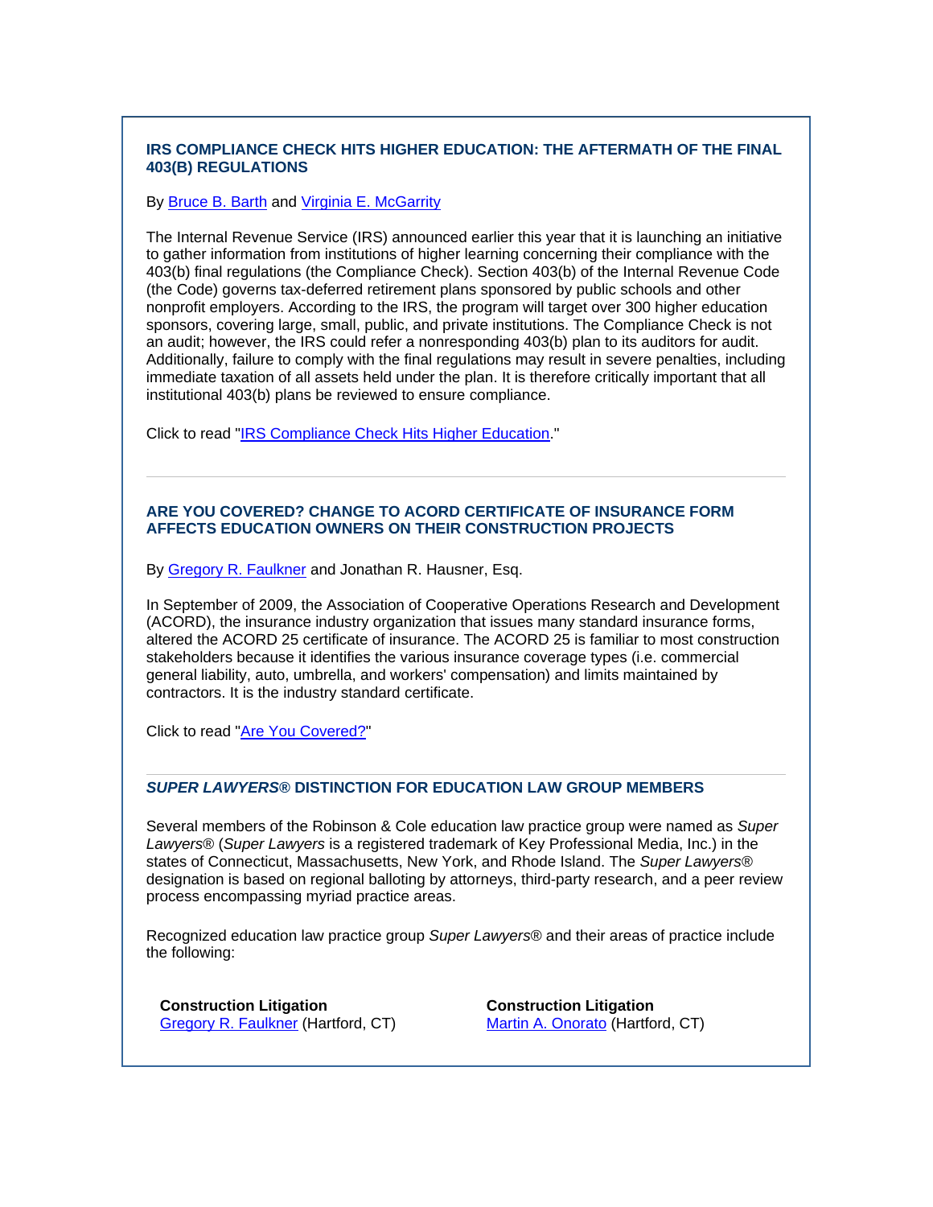### IRS COMPLIANCE CHECK HITS HIGHER EDUCATION: THE AFTERMATH OF THE FINAL 403(B) REGULATIONS

By Bruce B. Barth and Virginia E. McGarrity

The Internal Revenue Service (IRS) announced earlier this year that it is launching an initiative to gather information from institutions of higher learning concerning their compliance with the 403(b) final regulations (the Compliance Check). Section 403(b) of the Internal Revenue Code (the Code) governs tax-deferred retirement plans sponsored by public schools and other nonprofit employers. According to the IRS, the program will target over 300 higher education sponsors, covering large, small, public, and private institutions. The Compliance Check is not an audit; however, the IRS could refer a nonresponding 403(b) plan to its auditors for audit. Additionally, failure to comply with the final regulations may result in severe penalties, including immediate taxation of all assets held under the plan. It is therefore critically important that all institutional 403(b) plans be reviewed to ensure compliance.

Click to read "IRS Compliance Check Hits Higher Education."

---

### ARE YOU COVERED? CHANGE TO ACORD CERTIFICATE OF INSURANCE FORM AFFECTS EDUCATION OWNERS ON THEIR CONSTRUCTION PROJECTS

By Gregory R. Faulkner and Jonathan R. Hausner, Esq.

In September of 2009, the Association of Cooperative Operations Research and Development (ACORD), the insurance industry organization that issues many standard insurance forms, altered the ACORD 25 certificate of insurance. The ACORD 25 is familiar to most construction stakeholders because it identifies the various insurance coverage types (i.e. commercial general liability, auto, umbrella, and workers' compensation) and limits maintained by contractors. It is the industry standard certificate.

Click to read "Are You Covered?"

---

### *SUPER LAWYERS®* DISTINCTION FOR EDUCATION LAW GROUP MEMBERS

Several members of the Robinson & Cole education law practice group were named as *Super Lawyers®* (*Super Lawyers* is a registered trademark of Key Professional Media, Inc.) in the states of Connecticut, Massachusetts, New York, and Rhode Island. The *Super Lawyers®* designation is based on regional balloting by attorneys, third-party research, and a peer review process encompassing myriad practice areas.

Recognized education law practice group *Super Lawyers®* and their areas of practice include the following:

**Construction Litigation**
Gregory R. Faulkner (Hartford, CT)

**Construction Litigation**
Martin A. Onorato (Hartford, CT)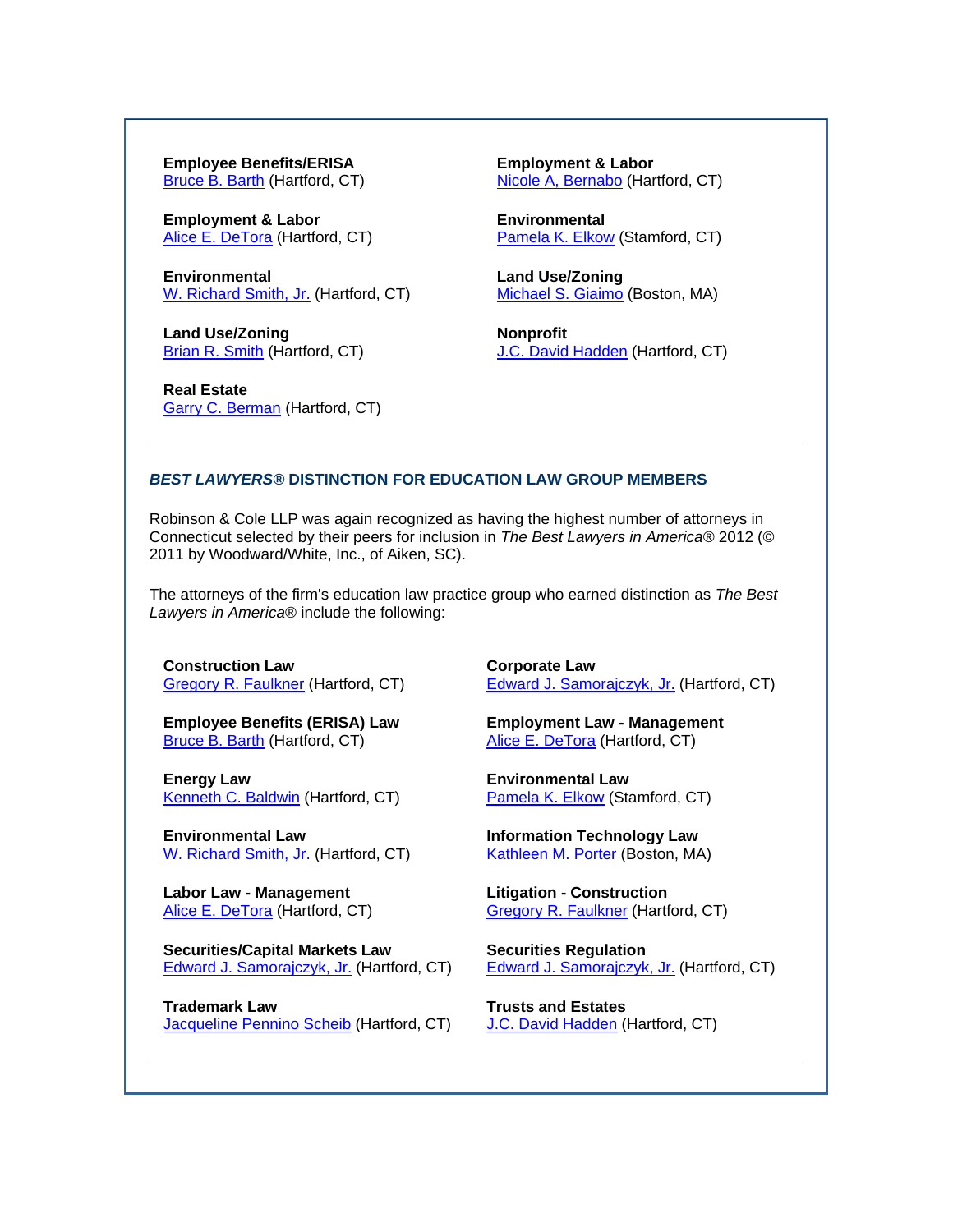**Employee Benefits/ERISA**
Bruce B. Barth (Hartford, CT)

**Employment & Labor**
Nicole A, Bernabo (Hartford, CT)

**Employment & Labor**
Alice E. DeTora (Hartford, CT)

**Environmental**
Pamela K. Elkow (Stamford, CT)

**Environmental**
W. Richard Smith, Jr. (Hartford, CT)

**Land Use/Zoning**
Michael S. Giaimo (Boston, MA)

**Land Use/Zoning**
Brian R. Smith (Hartford, CT)

**Nonprofit**
J.C. David Hadden (Hartford, CT)

**Real Estate**
Garry C. Berman (Hartford, CT)

---

### *BEST LAWYERS®* DISTINCTION FOR EDUCATION LAW GROUP MEMBERS

Robinson & Cole LLP was again recognized as having the highest number of attorneys in Connecticut selected by their peers for inclusion in *The Best Lawyers in America®* 2012 (© 2011 by Woodward/White, Inc., of Aiken, SC).

The attorneys of the firm's education law practice group who earned distinction as *The Best Lawyers in America®* include the following:

**Construction Law**
Gregory R. Faulkner (Hartford, CT)

**Corporate Law**
Edward J. Samorajczyk, Jr. (Hartford, CT)

**Employee Benefits (ERISA) Law**
Bruce B. Barth (Hartford, CT)

**Employment Law - Management**
Alice E. DeTora (Hartford, CT)

**Energy Law**
Kenneth C. Baldwin (Hartford, CT)

**Environmental Law**
Pamela K. Elkow (Stamford, CT)

**Environmental Law**
W. Richard Smith, Jr. (Hartford, CT)

**Information Technology Law**
Kathleen M. Porter (Boston, MA)

**Labor Law - Management**
Alice E. DeTora (Hartford, CT)

**Litigation - Construction**
Gregory R. Faulkner (Hartford, CT)

**Securities/Capital Markets Law**
Edward J. Samorajczyk, Jr. (Hartford, CT)

**Securities Regulation**
Edward J. Samorajczyk, Jr. (Hartford, CT)

**Trademark Law**
Jacqueline Pennino Scheib (Hartford, CT)

**Trusts and Estates**
J.C. David Hadden (Hartford, CT)

---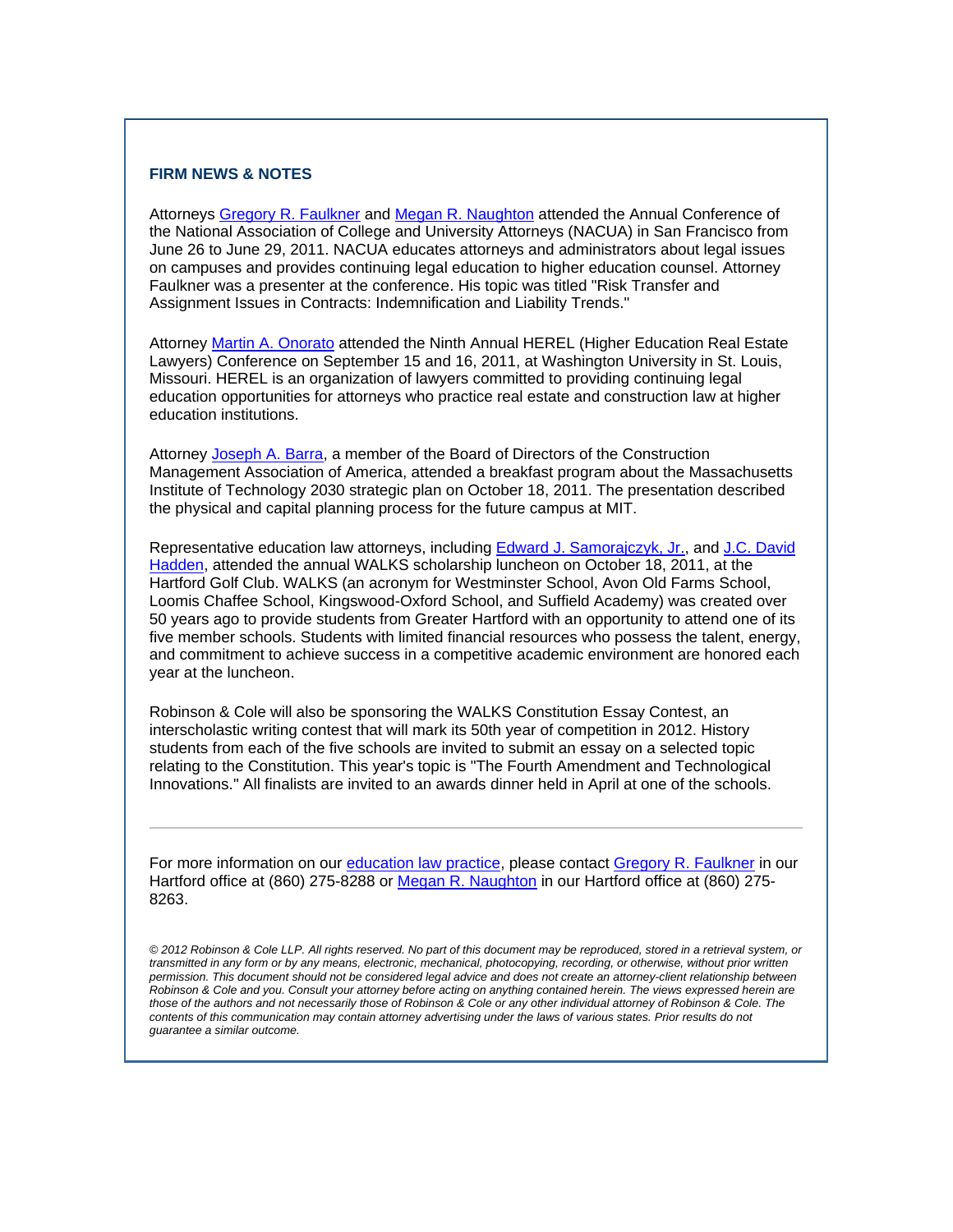## FIRM NEWS & NOTES

Attorneys Gregory R. Faulkner and Megan R. Naughton attended the Annual Conference of the National Association of College and University Attorneys (NACUA) in San Francisco from June 26 to June 29, 2011. NACUA educates attorneys and administrators about legal issues on campuses and provides continuing legal education to higher education counsel. Attorney Faulkner was a presenter at the conference. His topic was titled "Risk Transfer and Assignment Issues in Contracts: Indemnification and Liability Trends."

Attorney Martin A. Onorato attended the Ninth Annual HEREL (Higher Education Real Estate Lawyers) Conference on September 15 and 16, 2011, at Washington University in St. Louis, Missouri. HEREL is an organization of lawyers committed to providing continuing legal education opportunities for attorneys who practice real estate and construction law at higher education institutions.

Attorney Joseph A. Barra, a member of the Board of Directors of the Construction Management Association of America, attended a breakfast program about the Massachusetts Institute of Technology 2030 strategic plan on October 18, 2011. The presentation described the physical and capital planning process for the future campus at MIT.

Representative education law attorneys, including Edward J. Samorajczyk, Jr., and J.C. David Hadden, attended the annual WALKS scholarship luncheon on October 18, 2011, at the Hartford Golf Club. WALKS (an acronym for Westminster School, Avon Old Farms School, Loomis Chaffee School, Kingswood-Oxford School, and Suffield Academy) was created over 50 years ago to provide students from Greater Hartford with an opportunity to attend one of its five member schools. Students with limited financial resources who possess the talent, energy, and commitment to achieve success in a competitive academic environment are honored each year at the luncheon.

Robinson & Cole will also be sponsoring the WALKS Constitution Essay Contest, an interscholastic writing contest that will mark its 50th year of competition in 2012. History students from each of the five schools are invited to submit an essay on a selected topic relating to the Constitution. This year's topic is "The Fourth Amendment and Technological Innovations." All finalists are invited to an awards dinner held in April at one of the schools.

---

For more information on our education law practice, please contact Gregory R. Faulkner in our Hartford office at (860) 275-8288 or Megan R. Naughton in our Hartford office at (860) 275-8263.

*© 2012 Robinson & Cole LLP. All rights reserved. No part of this document may be reproduced, stored in a retrieval system, or transmitted in any form or by any means, electronic, mechanical, photocopying, recording, or otherwise, without prior written permission. This document should not be considered legal advice and does not create an attorney-client relationship between Robinson & Cole and you. Consult your attorney before acting on anything contained herein. The views expressed herein are those of the authors and not necessarily those of Robinson & Cole or any other individual attorney of Robinson & Cole. The contents of this communication may contain attorney advertising under the laws of various states. Prior results do not guarantee a similar outcome.*